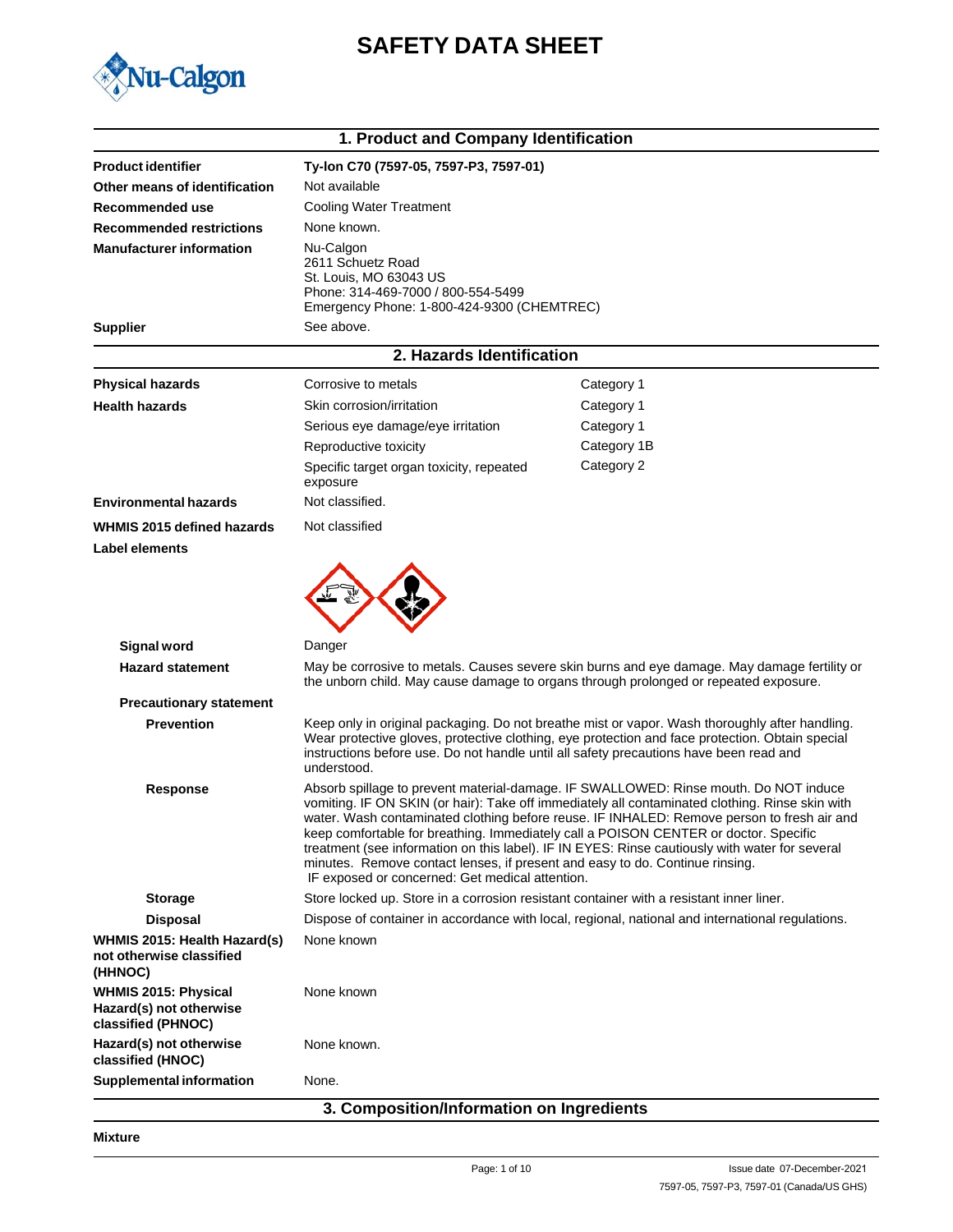# SAFETY DATA SHEET

## 1. Product and Company Identification

| | |
|---|---|
| **Product identifier** | **Ty-Ion C70 (7597-05, 7597-P3, 7597-01)** |
| **Other means of identification** | Not available |
| **Recommended use** | Cooling Water Treatment |
| **Recommended restrictions** | None known. |
| **Manufacturer information** | Nu-Calgon<br>2611 Schuetz Road<br>St. Louis, MO 63043 US<br>Phone: 314-469-7000 / 800-554-5499<br>Emergency Phone: 1-800-424-9300 (CHEMTREC) |
| **Supplier** | See above. |

## 2. Hazards Identification

| | | |
|---|---|---|
| **Physical hazards** | Corrosive to metals | Category 1 |
| **Health hazards** | Skin corrosion/irritation | Category 1 |
| | Serious eye damage/eye irritation | Category 1 |
| | Reproductive toxicity | Category 1B |
| | Specific target organ toxicity, repeated exposure | Category 2 |
| **Environmental hazards** | Not classified. | |
| **WHMIS 2015 defined hazards** | Not classified | |

**Label elements**

**Signal word** Danger

**Hazard statement** May be corrosive to metals. Causes severe skin burns and eye damage. May damage fertility or the unborn child. May cause damage to organs through prolonged or repeated exposure.

**Precautionary statement**

**Prevention** Keep only in original packaging. Do not breathe mist or vapor. Wash thoroughly after handling. Wear protective gloves, protective clothing, eye protection and face protection. Obtain special instructions before use. Do not handle until all safety precautions have been read and understood.

**Response** Absorb spillage to prevent material-damage. IF SWALLOWED: Rinse mouth. Do NOT induce vomiting. IF ON SKIN (or hair): Take off immediately all contaminated clothing. Rinse skin with water. Wash contaminated clothing before reuse. IF INHALED: Remove person to fresh air and keep comfortable for breathing. Immediately call a POISON CENTER or doctor. Specific treatment (see information on this label). IF IN EYES: Rinse cautiously with water for several minutes. Remove contact lenses, if present and easy to do. Continue rinsing. IF exposed or concerned: Get medical attention.

**Storage** Store locked up. Store in a corrosion resistant container with a resistant inner liner.

**Disposal** Dispose of container in accordance with local, regional, national and international regulations.

**WHMIS 2015: Health Hazard(s) not otherwise classified (HHNOC)** None known

**WHMIS 2015: Physical Hazard(s) not otherwise classified (PHNOC)** None known

**Hazard(s) not otherwise classified (HNOC)** None known.

**Supplemental information** None.

## 3. Composition/Information on Ingredients

**Mixture**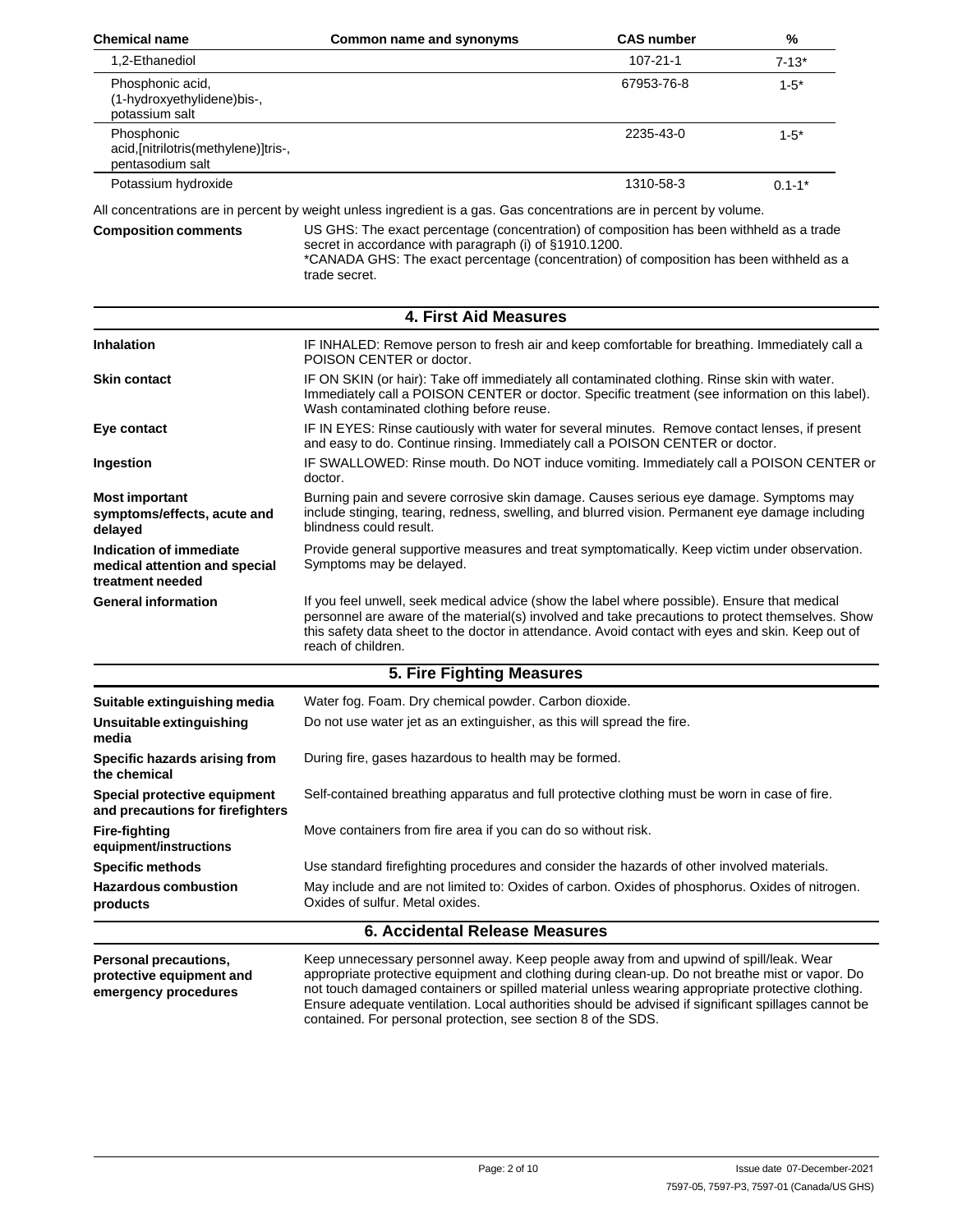| Chemical name | Common name and synonyms | CAS number | % |
|---|---|---|---|
| 1,2-Ethanediol | | 107-21-1 | 7-13* |
| Phosphonic acid, (1-hydroxyethylidene)bis-, potassium salt | | 67953-76-8 | 1-5* |
| Phosphonic acid,[nitrilotris(methylene)]tris-, pentasodium salt | | 2235-43-0 | 1-5* |
| Potassium hydroxide | | 1310-58-3 | 0.1-1* |

All concentrations are in percent by weight unless ingredient is a gas. Gas concentrations are in percent by volume.

**Composition comments** US GHS: The exact percentage (concentration) of composition has been withheld as a trade secret in accordance with paragraph (i) of §1910.1200.
*CANADA GHS: The exact percentage (concentration) of composition has been withheld as a trade secret.

## 4. First Aid Measures

**Inhalation** IF INHALED: Remove person to fresh air and keep comfortable for breathing. Immediately call a POISON CENTER or doctor.

**Skin contact** IF ON SKIN (or hair): Take off immediately all contaminated clothing. Rinse skin with water. Immediately call a POISON CENTER or doctor. Specific treatment (see information on this label). Wash contaminated clothing before reuse.

**Eye contact** IF IN EYES: Rinse cautiously with water for several minutes. Remove contact lenses, if present and easy to do. Continue rinsing. Immediately call a POISON CENTER or doctor.

**Ingestion** IF SWALLOWED: Rinse mouth. Do NOT induce vomiting. Immediately call a POISON CENTER or doctor.

**Most important symptoms/effects, acute and delayed** Burning pain and severe corrosive skin damage. Causes serious eye damage. Symptoms may include stinging, tearing, redness, swelling, and blurred vision. Permanent eye damage including blindness could result.

**Indication of immediate medical attention and special treatment needed** Provide general supportive measures and treat symptomatically. Keep victim under observation. Symptoms may be delayed.

**General information** If you feel unwell, seek medical advice (show the label where possible). Ensure that medical personnel are aware of the material(s) involved and take precautions to protect themselves. Show this safety data sheet to the doctor in attendance. Avoid contact with eyes and skin. Keep out of reach of children.

## 5. Fire Fighting Measures

**Suitable extinguishing media** Water fog. Foam. Dry chemical powder. Carbon dioxide.

**Unsuitable extinguishing media** Do not use water jet as an extinguisher, as this will spread the fire.

**Specific hazards arising from the chemical** During fire, gases hazardous to health may be formed.

**Special protective equipment and precautions for firefighters** Self-contained breathing apparatus and full protective clothing must be worn in case of fire.

**Fire-fighting equipment/instructions** Move containers from fire area if you can do so without risk.

**Specific methods** Use standard firefighting procedures and consider the hazards of other involved materials.

**Hazardous combustion products** May include and are not limited to: Oxides of carbon. Oxides of phosphorus. Oxides of nitrogen. Oxides of sulfur. Metal oxides.

## 6. Accidental Release Measures

**Personal precautions, protective equipment and emergency procedures** Keep unnecessary personnel away. Keep people away from and upwind of spill/leak. Wear appropriate protective equipment and clothing during clean-up. Do not breathe mist or vapor. Do not touch damaged containers or spilled material unless wearing appropriate protective clothing. Ensure adequate ventilation. Local authorities should be advised if significant spillages cannot be contained. For personal protection, see section 8 of the SDS.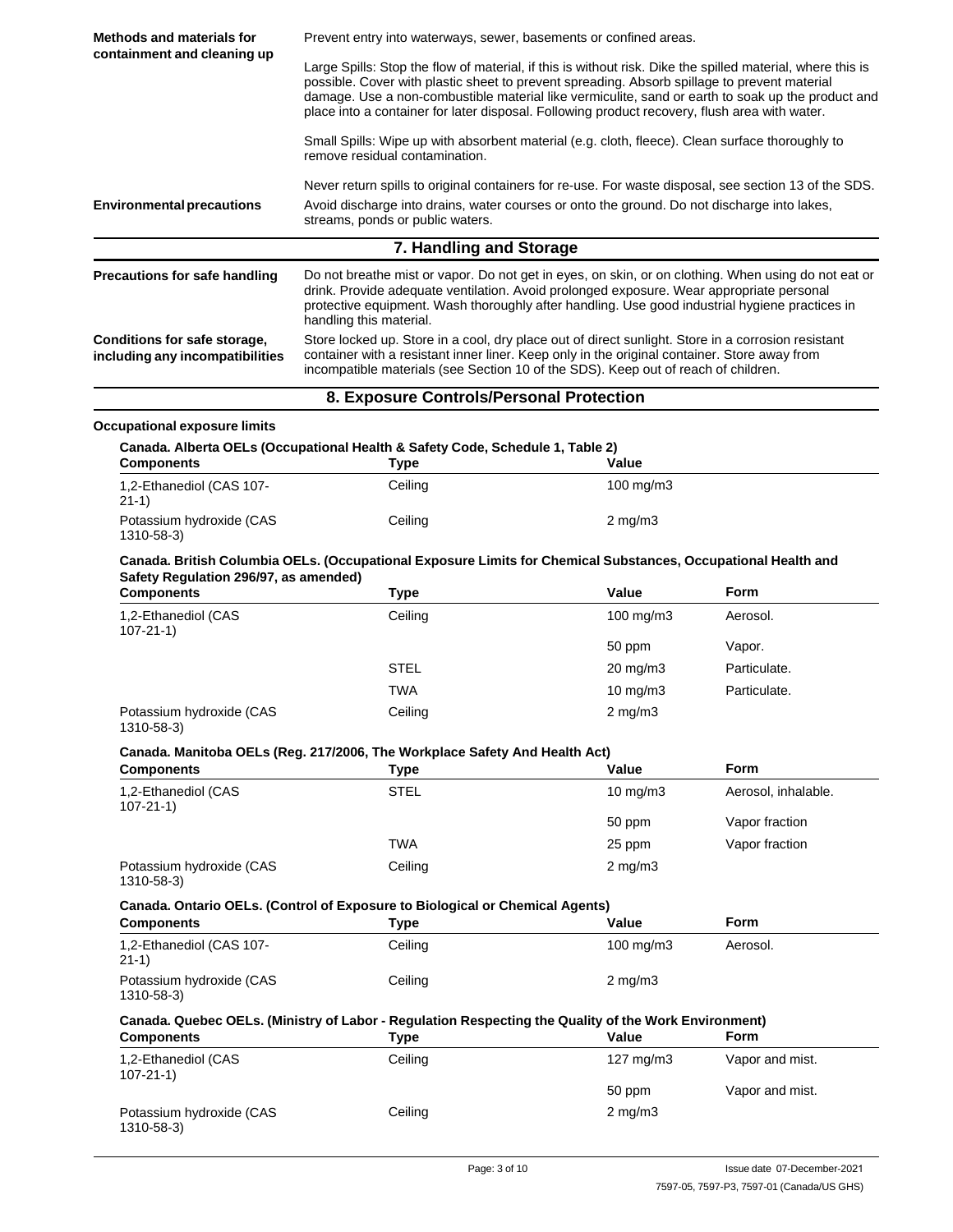| | |
|---|---|
| **Methods and materials for containment and cleaning up** | Prevent entry into waterways, sewer, basements or confined areas.<br><br>Large Spills: Stop the flow of material, if this is without risk. Dike the spilled material, where this is possible. Cover with plastic sheet to prevent spreading. Absorb spillage to prevent material damage. Use a non-combustible material like vermiculite, sand or earth to soak up the product and place into a container for later disposal. Following product recovery, flush area with water.<br><br>Small Spills: Wipe up with absorbent material (e.g. cloth, fleece). Clean surface thoroughly to remove residual contamination.<br><br>Never return spills to original containers for re-use. For waste disposal, see section 13 of the SDS. |
| **Environmental precautions** | Avoid discharge into drains, water courses or onto the ground. Do not discharge into lakes, streams, ponds or public waters. |

## 7. Handling and Storage

| | |
|---|---|
| **Precautions for safe handling** | Do not breathe mist or vapor. Do not get in eyes, on skin, or on clothing. When using do not eat or drink. Provide adequate ventilation. Avoid prolonged exposure. Wear appropriate personal protective equipment. Wash thoroughly after handling. Use good industrial hygiene practices in handling this material. |
| **Conditions for safe storage, including any incompatibilities** | Store locked up. Store in a cool, dry place out of direct sunlight. Store in a corrosion resistant container with a resistant inner liner. Keep only in the original container. Store away from incompatible materials (see Section 10 of the SDS). Keep out of reach of children. |

## 8. Exposure Controls/Personal Protection

**Occupational exposure limits**

**Canada. Alberta OELs (Occupational Health & Safety Code, Schedule 1, Table 2)**

| Components | Type | Value |
|---|---|---|
| 1,2-Ethanediol (CAS 107-21-1) | Ceiling | 100 mg/m3 |
| Potassium hydroxide (CAS 1310-58-3) | Ceiling | 2 mg/m3 |

**Canada. British Columbia OELs. (Occupational Exposure Limits for Chemical Substances, Occupational Health and Safety Regulation 296/97, as amended)**

| Components | Type | Value | Form |
|---|---|---|---|
| 1,2-Ethanediol (CAS 107-21-1) | Ceiling | 100 mg/m3 | Aerosol. |
| | | 50 ppm | Vapor. |
| | STEL | 20 mg/m3 | Particulate. |
| | TWA | 10 mg/m3 | Particulate. |
| Potassium hydroxide (CAS 1310-58-3) | Ceiling | 2 mg/m3 | |

**Canada. Manitoba OELs (Reg. 217/2006, The Workplace Safety And Health Act)**

| Components | Type | Value | Form |
|---|---|---|---|
| 1,2-Ethanediol (CAS 107-21-1) | STEL | 10 mg/m3 | Aerosol, inhalable. |
| | | 50 ppm | Vapor fraction |
| | TWA | 25 ppm | Vapor fraction |
| Potassium hydroxide (CAS 1310-58-3) | Ceiling | 2 mg/m3 | |

**Canada. Ontario OELs. (Control of Exposure to Biological or Chemical Agents)**

| Components | Type | Value | Form |
|---|---|---|---|
| 1,2-Ethanediol (CAS 107-21-1) | Ceiling | 100 mg/m3 | Aerosol. |
| Potassium hydroxide (CAS 1310-58-3) | Ceiling | 2 mg/m3 | |

**Canada. Quebec OELs. (Ministry of Labor - Regulation Respecting the Quality of the Work Environment)**

| Components | Type | Value | Form |
|---|---|---|---|
| 1,2-Ethanediol (CAS 107-21-1) | Ceiling | 127 mg/m3 | Vapor and mist. |
| | | 50 ppm | Vapor and mist. |
| Potassium hydroxide (CAS 1310-58-3) | Ceiling | 2 mg/m3 | |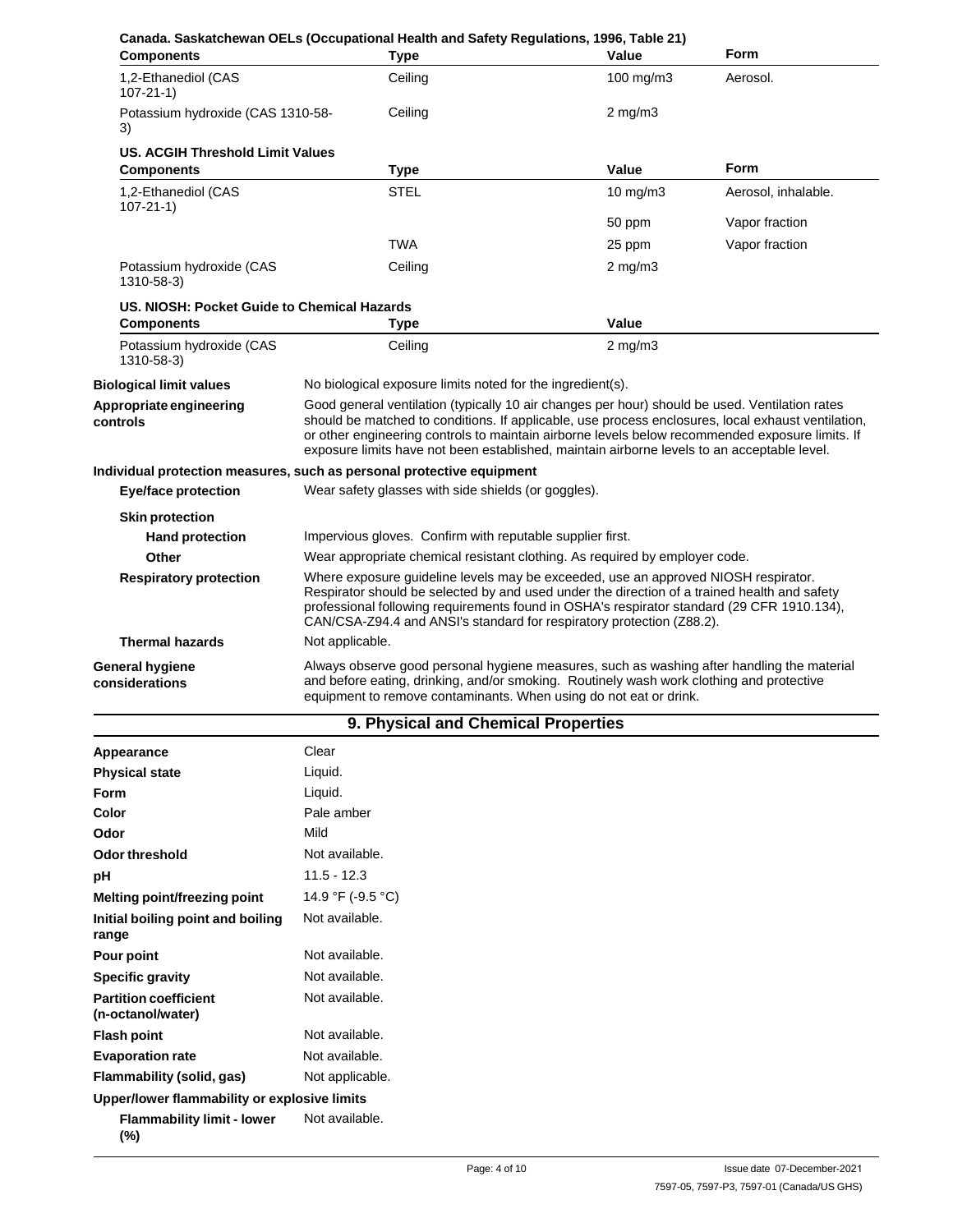**Canada. Saskatchewan OELs (Occupational Health and Safety Regulations, 1996, Table 21)**

| Components | Type | Value | Form |
| --- | --- | --- | --- |
| 1,2-Ethanediol (CAS 107-21-1) | Ceiling | 100 mg/m3 | Aerosol. |
| Potassium hydroxide (CAS 1310-58-3) | Ceiling | 2 mg/m3 | |

**US. ACGIH Threshold Limit Values**

| Components | Type | Value | Form |
| --- | --- | --- | --- |
| 1,2-Ethanediol (CAS 107-21-1) | STEL | 10 mg/m3 | Aerosol, inhalable. |
| | | 50 ppm | Vapor fraction |
| | TWA | 25 ppm | Vapor fraction |
| Potassium hydroxide (CAS 1310-58-3) | Ceiling | 2 mg/m3 | |

**US. NIOSH: Pocket Guide to Chemical Hazards**

| Components | Type | Value |
| --- | --- | --- |
| Potassium hydroxide (CAS 1310-58-3) | Ceiling | 2 mg/m3 |

**Biological limit values** No biological exposure limits noted for the ingredient(s).

**Appropriate engineering controls** Good general ventilation (typically 10 air changes per hour) should be used. Ventilation rates should be matched to conditions. If applicable, use process enclosures, local exhaust ventilation, or other engineering controls to maintain airborne levels below recommended exposure limits. If exposure limits have not been established, maintain airborne levels to an acceptable level.

**Individual protection measures, such as personal protective equipment**

**Eye/face protection** Wear safety glasses with side shields (or goggles).

**Skin protection**

**Hand protection** Impervious gloves. Confirm with reputable supplier first.

**Other** Wear appropriate chemical resistant clothing. As required by employer code.

**Respiratory protection** Where exposure guideline levels may be exceeded, use an approved NIOSH respirator. Respirator should be selected by and used under the direction of a trained health and safety professional following requirements found in OSHA's respirator standard (29 CFR 1910.134), CAN/CSA-Z94.4 and ANSI's standard for respiratory protection (Z88.2).

**Thermal hazards** Not applicable.

**General hygiene considerations** Always observe good personal hygiene measures, such as washing after handling the material and before eating, drinking, and/or smoking. Routinely wash work clothing and protective equipment to remove contaminants. When using do not eat or drink.

## 9. Physical and Chemical Properties

| | |
| --- | --- |
| **Appearance** | Clear |
| **Physical state** | Liquid. |
| **Form** | Liquid. |
| **Color** | Pale amber |
| **Odor** | Mild |
| **Odor threshold** | Not available. |
| **pH** | 11.5 - 12.3 |
| **Melting point/freezing point** | 14.9 °F (-9.5 °C) |
| **Initial boiling point and boiling range** | Not available. |
| **Pour point** | Not available. |
| **Specific gravity** | Not available. |
| **Partition coefficient (n-octanol/water)** | Not available. |
| **Flash point** | Not available. |
| **Evaporation rate** | Not available. |
| **Flammability (solid, gas)** | Not applicable. |

**Upper/lower flammability or explosive limits**

**Flammability limit - lower (%)** Not available.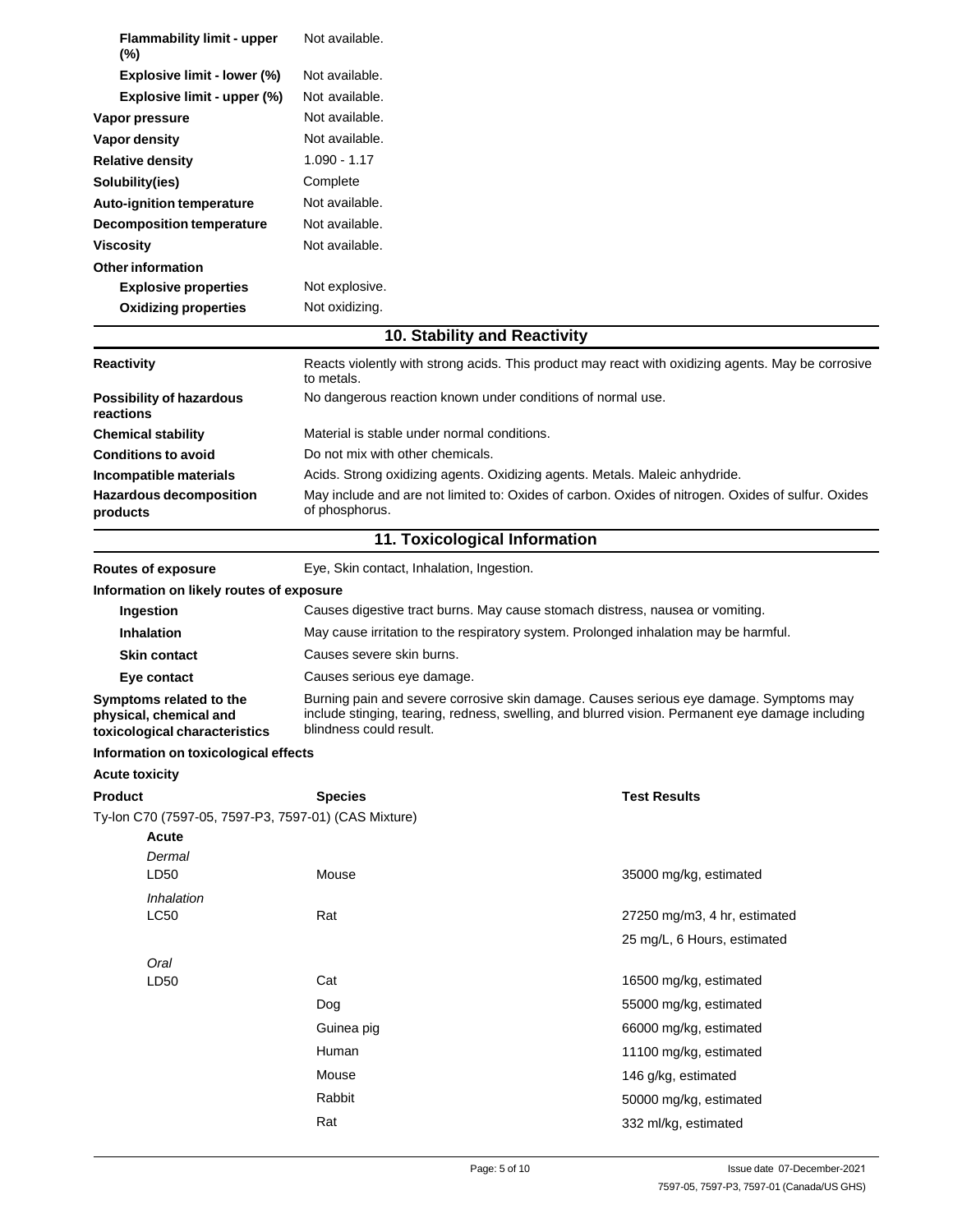| | |
|---|---|
| **Flammability limit - upper (%)** | Not available. |
| **Explosive limit - lower (%)** | Not available. |
| **Explosive limit - upper (%)** | Not available. |
| **Vapor pressure** | Not available. |
| **Vapor density** | Not available. |
| **Relative density** | 1.090 - 1.17 |
| **Solubility(ies)** | Complete |
| **Auto-ignition temperature** | Not available. |
| **Decomposition temperature** | Not available. |
| **Viscosity** | Not available. |
| **Other information** | |
| **Explosive properties** | Not explosive. |
| **Oxidizing properties** | Not oxidizing. |

## 10. Stability and Reactivity

| | |
|---|---|
| **Reactivity** | Reacts violently with strong acids. This product may react with oxidizing agents. May be corrosive to metals. |
| **Possibility of hazardous reactions** | No dangerous reaction known under conditions of normal use. |
| **Chemical stability** | Material is stable under normal conditions. |
| **Conditions to avoid** | Do not mix with other chemicals. |
| **Incompatible materials** | Acids. Strong oxidizing agents. Oxidizing agents. Metals. Maleic anhydride. |
| **Hazardous decomposition products** | May include and are not limited to: Oxides of carbon. Oxides of nitrogen. Oxides of sulfur. Oxides of phosphorus. |

## 11. Toxicological Information

| | |
|---|---|
| **Routes of exposure** | Eye, Skin contact, Inhalation, Ingestion. |

**Information on likely routes of exposure**

| | |
|---|---|
| **Ingestion** | Causes digestive tract burns. May cause stomach distress, nausea or vomiting. |
| **Inhalation** | May cause irritation to the respiratory system. Prolonged inhalation may be harmful. |
| **Skin contact** | Causes severe skin burns. |
| **Eye contact** | Causes serious eye damage. |
| **Symptoms related to the physical, chemical and toxicological characteristics** | Burning pain and severe corrosive skin damage. Causes serious eye damage. Symptoms may include stinging, tearing, redness, swelling, and blurred vision. Permanent eye damage including blindness could result. |

**Information on toxicological effects**

**Acute toxicity**

| Product | Species | Test Results |
|---|---|---|
| Ty-Ion C70 (7597-05, 7597-P3, 7597-01) (CAS Mixture) | | |
| **Acute** | | |
| *Dermal* | | |
| LD50 | Mouse | 35000 mg/kg, estimated |
| *Inhalation* | | |
| LC50 | Rat | 27250 mg/m3, 4 hr, estimated |
| | | 25 mg/L, 6 Hours, estimated |
| *Oral* | | |
| LD50 | Cat | 16500 mg/kg, estimated |
| | Dog | 55000 mg/kg, estimated |
| | Guinea pig | 66000 mg/kg, estimated |
| | Human | 11100 mg/kg, estimated |
| | Mouse | 146 g/kg, estimated |
| | Rabbit | 50000 mg/kg, estimated |
| | Rat | 332 ml/kg, estimated |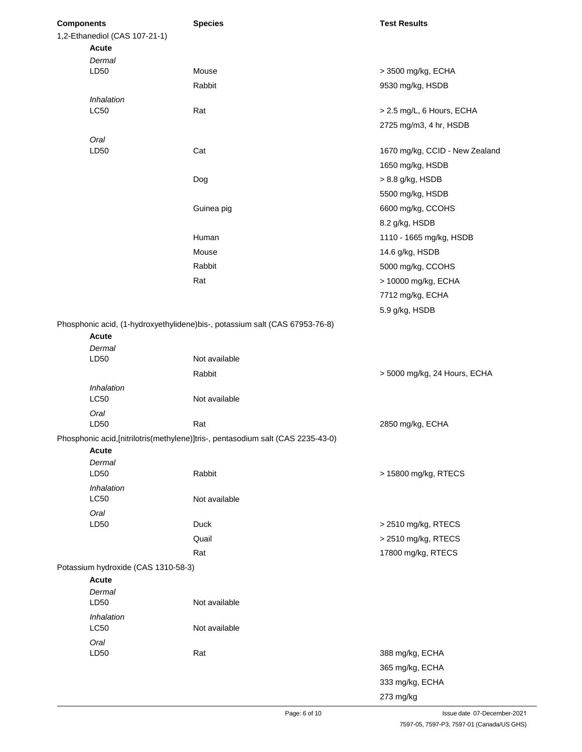| Components | Species | Test Results |
|---|---|---|
| 1,2-Ethanediol (CAS 107-21-1) | | |
| **Acute** | | |
| *Dermal* | | |
| LD50 | Mouse | > 3500 mg/kg, ECHA |
| | Rabbit | 9530 mg/kg, HSDB |
| *Inhalation* | | |
| LC50 | Rat | > 2.5 mg/L, 6 Hours, ECHA |
| | | 2725 mg/m3, 4 hr, HSDB |
| *Oral* | | |
| LD50 | Cat | 1670 mg/kg, CCID - New Zealand |
| | | 1650 mg/kg, HSDB |
| | Dog | > 8.8 g/kg, HSDB |
| | | 5500 mg/kg, HSDB |
| | Guinea pig | 6600 mg/kg, CCOHS |
| | | 8.2 g/kg, HSDB |
| | Human | 1110 - 1665 mg/kg, HSDB |
| | Mouse | 14.6 g/kg, HSDB |
| | Rabbit | 5000 mg/kg, CCOHS |
| | Rat | > 10000 mg/kg, ECHA |
| | | 7712 mg/kg, ECHA |
| | | 5.9 g/kg, HSDB |
| Phosphonic acid, (1-hydroxyethylidene)bis-, potassium salt (CAS 67953-76-8) | | |
| **Acute** | | |
| *Dermal* | | |
| LD50 | Not available | |
| | Rabbit | > 5000 mg/kg, 24 Hours, ECHA |
| *Inhalation* | | |
| LC50 | Not available | |
| *Oral* | | |
| LD50 | Rat | 2850 mg/kg, ECHA |
| Phosphonic acid,[nitrilotris(methylene)]tris-, pentasodium salt (CAS 2235-43-0) | | |
| **Acute** | | |
| *Dermal* | | |
| LD50 | Rabbit | > 15800 mg/kg, RTECS |
| *Inhalation* | | |
| LC50 | Not available | |
| *Oral* | | |
| LD50 | Duck | > 2510 mg/kg, RTECS |
| | Quail | > 2510 mg/kg, RTECS |
| | Rat | 17800 mg/kg, RTECS |
| Potassium hydroxide (CAS 1310-58-3) | | |
| **Acute** | | |
| *Dermal* | | |
| LD50 | Not available | |
| *Inhalation* | | |
| LC50 | Not available | |
| *Oral* | | |
| LD50 | Rat | 388 mg/kg, ECHA |
| | | 365 mg/kg, ECHA |
| | | 333 mg/kg, ECHA |
| | | 273 mg/kg |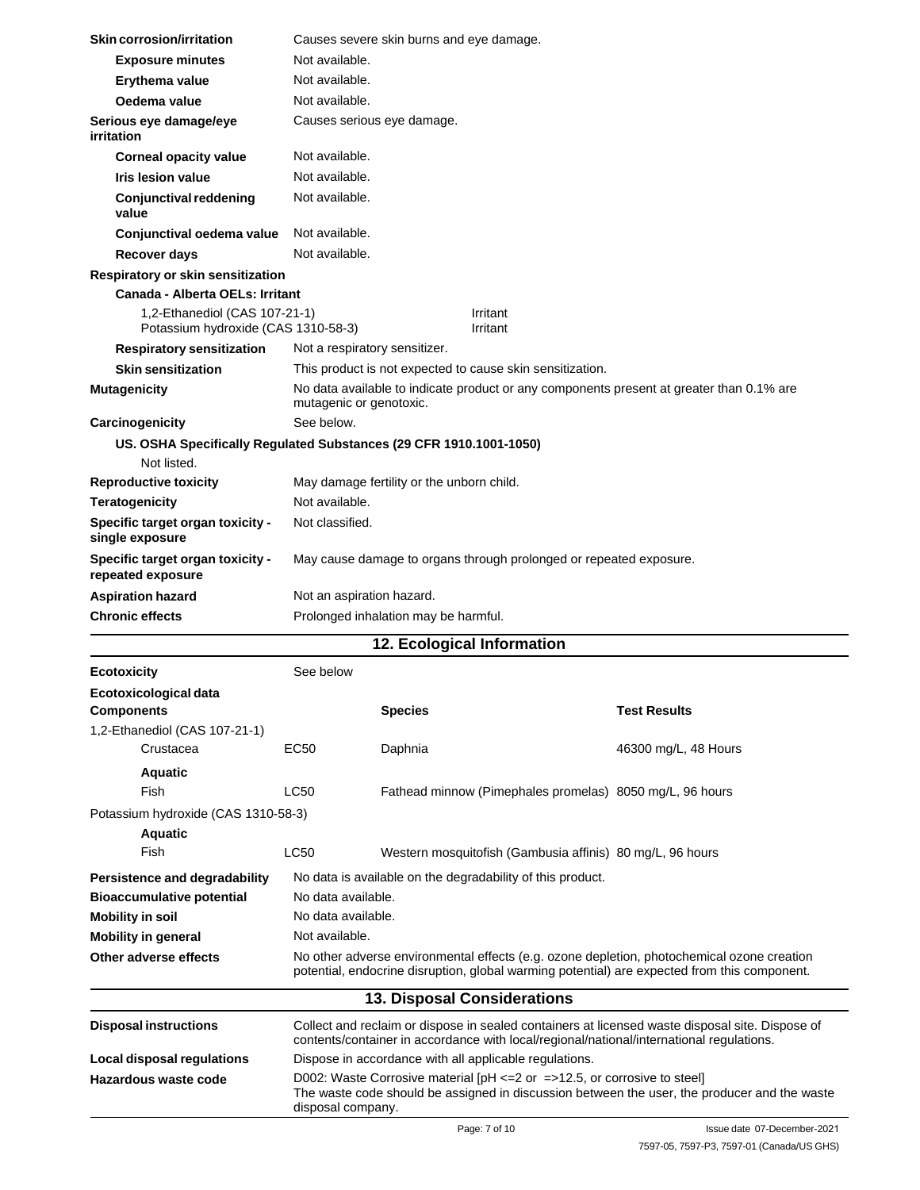| | |
|---|---|
| **Skin corrosion/irritation** | Causes severe skin burns and eye damage. |
| **Exposure minutes** | Not available. |
| **Erythema value** | Not available. |
| **Oedema value** | Not available. |
| **Serious eye damage/eye irritation** | Causes serious eye damage. |
| **Corneal opacity value** | Not available. |
| **Iris lesion value** | Not available. |
| **Conjunctival reddening value** | Not available. |
| **Conjunctival oedema value** | Not available. |
| **Recover days** | Not available. |

**Respiratory or skin sensitization**

**Canada - Alberta OELs: Irritant**

| | |
|---|---|
| 1,2-Ethanediol (CAS 107-21-1) | Irritant |
| Potassium hydroxide (CAS 1310-58-3) | Irritant |

| | |
|---|---|
| **Respiratory sensitization** | Not a respiratory sensitizer. |
| **Skin sensitization** | This product is not expected to cause skin sensitization. |
| **Mutagenicity** | No data available to indicate product or any components present at greater than 0.1% are mutagenic or genotoxic. |
| **Carcinogenicity** | See below. |

**US. OSHA Specifically Regulated Substances (29 CFR 1910.1001-1050)**

Not listed.

| | |
|---|---|
| **Reproductive toxicity** | May damage fertility or the unborn child. |
| **Teratogenicity** | Not available. |
| **Specific target organ toxicity - single exposure** | Not classified. |
| **Specific target organ toxicity - repeated exposure** | May cause damage to organs through prolonged or repeated exposure. |
| **Aspiration hazard** | Not an aspiration hazard. |
| **Chronic effects** | Prolonged inhalation may be harmful. |

## 12. Ecological Information

**Ecotoxicity** See below

**Ecotoxicological data**

| **Components** | | **Species** | **Test Results** |
|---|---|---|---|
| 1,2-Ethanediol (CAS 107-21-1) | | | |
| Crustacea | EC50 | Daphnia | 46300 mg/L, 48 Hours |
| **Aquatic** | | | |
| Fish | LC50 | Fathead minnow (Pimephales promelas) | 8050 mg/L, 96 hours |
| Potassium hydroxide (CAS 1310-58-3) | | | |
| **Aquatic** | | | |
| Fish | LC50 | Western mosquitofish (Gambusia affinis) | 80 mg/L, 96 hours |

| | |
|---|---|
| **Persistence and degradability** | No data is available on the degradability of this product. |
| **Bioaccumulative potential** | No data available. |
| **Mobility in soil** | No data available. |
| **Mobility in general** | Not available. |
| **Other adverse effects** | No other adverse environmental effects (e.g. ozone depletion, photochemical ozone creation potential, endocrine disruption, global warming potential) are expected from this component. |

## 13. Disposal Considerations

| | |
|---|---|
| **Disposal instructions** | Collect and reclaim or dispose in sealed containers at licensed waste disposal site. Dispose of contents/container in accordance with local/regional/national/international regulations. |
| **Local disposal regulations** | Dispose in accordance with all applicable regulations. |
| **Hazardous waste code** | D002: Waste Corrosive material [pH <=2 or =>12.5, or corrosive to steel] The waste code should be assigned in discussion between the user, the producer and the waste disposal company. |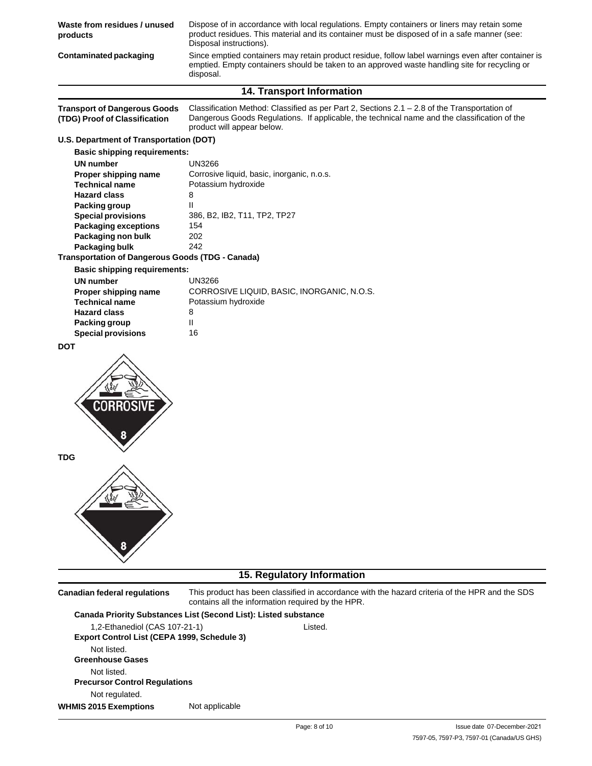**Waste from residues / unused products** Dispose of in accordance with local regulations. Empty containers or liners may retain some product residues. This material and its container must be disposed of in a safe manner (see: Disposal instructions).

**Contaminated packaging** Since emptied containers may retain product residue, follow label warnings even after container is emptied. Empty containers should be taken to an approved waste handling site for recycling or disposal.

## 14. Transport Information

**Transport of Dangerous Goods (TDG) Proof of Classification** Classification Method: Classified as per Part 2, Sections 2.1 – 2.8 of the Transportation of Dangerous Goods Regulations. If applicable, the technical name and the classification of the product will appear below.

**U.S. Department of Transportation (DOT)**

**Basic shipping requirements:**

| | |
|---|---|
| **UN number** | UN3266 |
| **Proper shipping name** | Corrosive liquid, basic, inorganic, n.o.s. |
| **Technical name** | Potassium hydroxide |
| **Hazard class** | 8 |
| **Packing group** | II |
| **Special provisions** | 386, B2, IB2, T11, TP2, TP27 |
| **Packaging exceptions** | 154 |
| **Packaging non bulk** | 202 |
| **Packaging bulk** | 242 |

**Transportation of Dangerous Goods (TDG - Canada)**

**Basic shipping requirements:**

| | |
|---|---|
| **UN number** | UN3266 |
| **Proper shipping name** | CORROSIVE LIQUID, BASIC, INORGANIC, N.O.S. |
| **Technical name** | Potassium hydroxide |
| **Hazard class** | 8 |
| **Packing group** | II |
| **Special provisions** | 16 |

**DOT**

**TDG**

## 15. Regulatory Information

**Canadian federal regulations** This product has been classified in accordance with the hazard criteria of the HPR and the SDS contains all the information required by the HPR.

**Canada Priority Substances List (Second List): Listed substance**

1,2-Ethanediol (CAS 107-21-1) Listed.

**Export Control List (CEPA 1999, Schedule 3)**

Not listed.

**Greenhouse Gases**

Not listed.

**Precursor Control Regulations**

Not regulated.

**WHMIS 2015 Exemptions** Not applicable

7597-05, 7597-P3, 7597-01 (Canada/US GHS)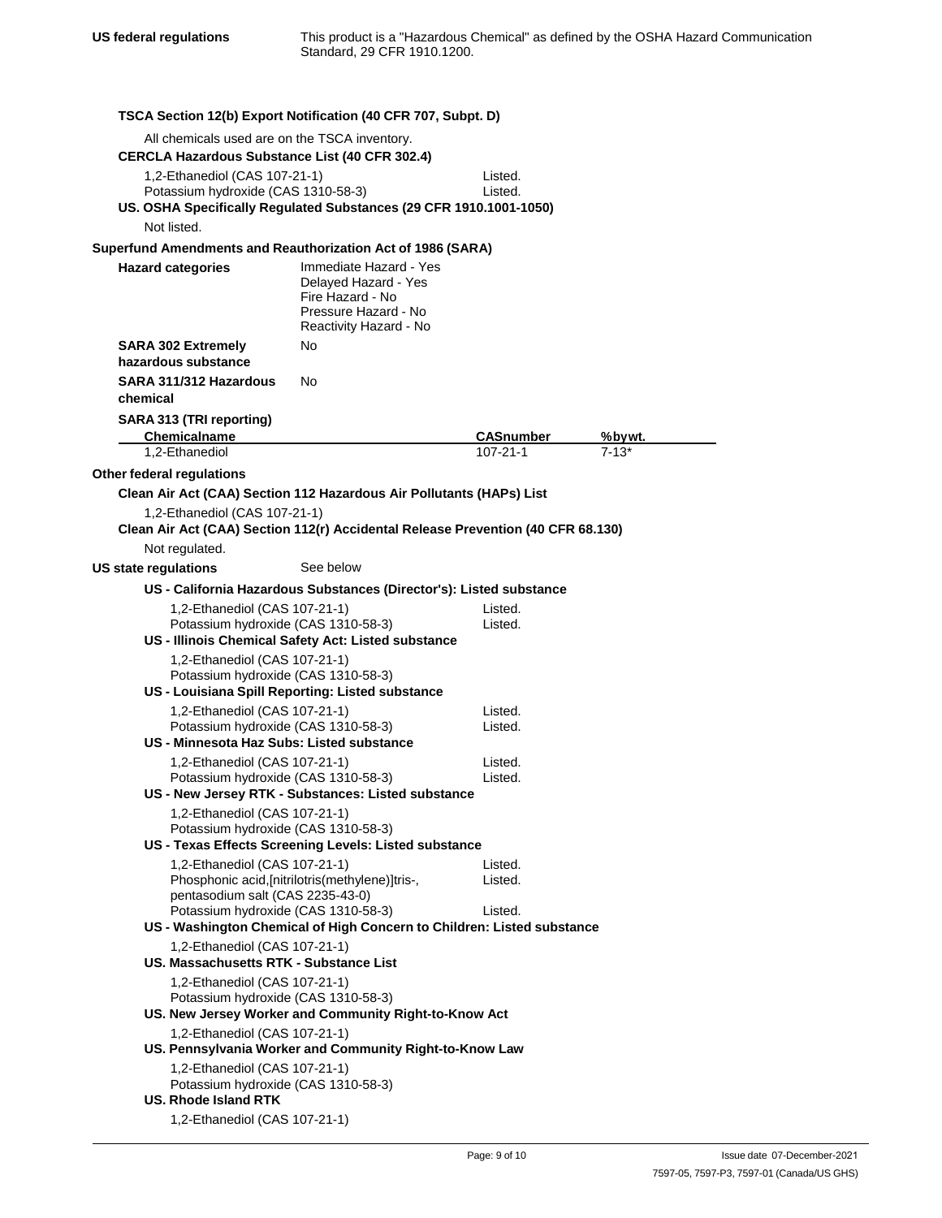**US federal regulations** This product is a "Hazardous Chemical" as defined by the OSHA Hazard Communication Standard, 29 CFR 1910.1200.

**TSCA Section 12(b) Export Notification (40 CFR 707, Subpt. D)**

All chemicals used are on the TSCA inventory.

**CERCLA Hazardous Substance List (40 CFR 302.4)**

| | |
|---|---|
| 1,2-Ethanediol (CAS 107-21-1) | Listed. |
| Potassium hydroxide (CAS 1310-58-3) | Listed. |

**US. OSHA Specifically Regulated Substances (29 CFR 1910.1001-1050)**

Not listed.

**Superfund Amendments and Reauthorization Act of 1986 (SARA)**

**Hazard categories**
Immediate Hazard - Yes
Delayed Hazard - Yes
Fire Hazard - No
Pressure Hazard - No
Reactivity Hazard - No

**SARA 302 Extremely hazardous substance** No

**SARA 311/312 Hazardous chemical** No

**SARA 313 (TRI reporting)**

| Chemicalname | CASnumber | %bywt. |
|---|---|---|
| 1,2-Ethanediol | 107-21-1 | 7-13* |

**Other federal regulations**

**Clean Air Act (CAA) Section 112 Hazardous Air Pollutants (HAPs) List**

1,2-Ethanediol (CAS 107-21-1)

**Clean Air Act (CAA) Section 112(r) Accidental Release Prevention (40 CFR 68.130)**

Not regulated.

**US state regulations** See below

**US - California Hazardous Substances (Director's): Listed substance**

| | |
|---|---|
| 1,2-Ethanediol (CAS 107-21-1) | Listed. |
| Potassium hydroxide (CAS 1310-58-3) | Listed. |

**US - Illinois Chemical Safety Act: Listed substance**

1,2-Ethanediol (CAS 107-21-1)
Potassium hydroxide (CAS 1310-58-3)

**US - Louisiana Spill Reporting: Listed substance**

| | |
|---|---|
| 1,2-Ethanediol (CAS 107-21-1) | Listed. |
| Potassium hydroxide (CAS 1310-58-3) | Listed. |

**US - Minnesota Haz Subs: Listed substance**

| | |
|---|---|
| 1,2-Ethanediol (CAS 107-21-1) | Listed. |
| Potassium hydroxide (CAS 1310-58-3) | Listed. |

**US - New Jersey RTK - Substances: Listed substance**

1,2-Ethanediol (CAS 107-21-1)
Potassium hydroxide (CAS 1310-58-3)

**US - Texas Effects Screening Levels: Listed substance**

| | |
|---|---|
| 1,2-Ethanediol (CAS 107-21-1) | Listed. |
| Phosphonic acid,[nitrilotris(methylene)]tris-, pentasodium salt (CAS 2235-43-0) | Listed. |
| Potassium hydroxide (CAS 1310-58-3) | Listed. |

**US - Washington Chemical of High Concern to Children: Listed substance**

1,2-Ethanediol (CAS 107-21-1)

**US. Massachusetts RTK - Substance List**

1,2-Ethanediol (CAS 107-21-1)
Potassium hydroxide (CAS 1310-58-3)

**US. New Jersey Worker and Community Right-to-Know Act**

1,2-Ethanediol (CAS 107-21-1)

**US. Pennsylvania Worker and Community Right-to-Know Law**

1,2-Ethanediol (CAS 107-21-1)
Potassium hydroxide (CAS 1310-58-3)

**US. Rhode Island RTK**

1,2-Ethanediol (CAS 107-21-1)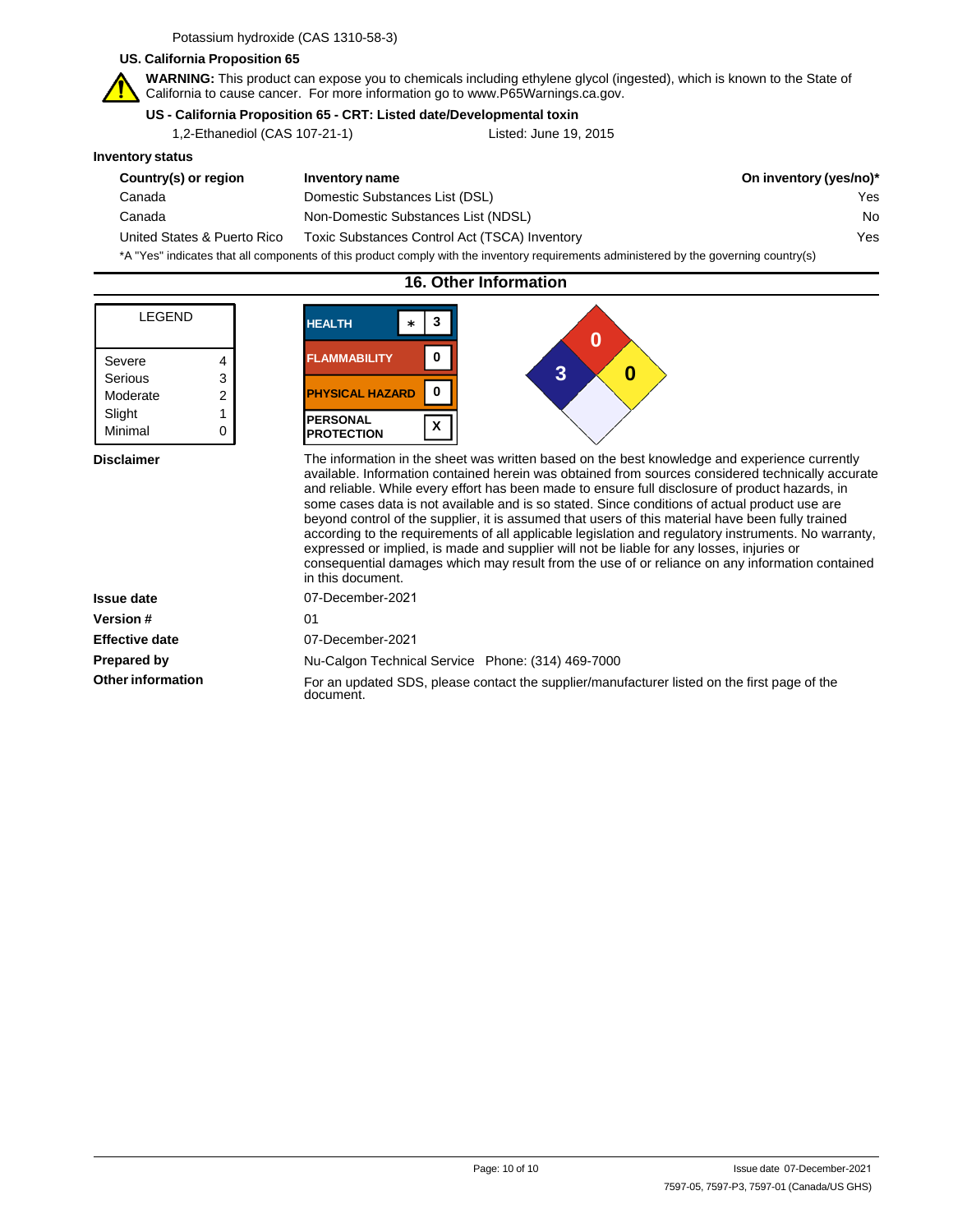Potassium hydroxide (CAS 1310-58-3)

**US. California Proposition 65**

**WARNING:** This product can expose you to chemicals including ethylene glycol (ingested), which is known to the State of California to cause cancer. For more information go to www.P65Warnings.ca.gov.

**US - California Proposition 65 - CRT: Listed date/Developmental toxin**

1,2-Ethanediol (CAS 107-21-1) Listed: June 19, 2015

**Inventory status**

| Country(s) or region | Inventory name | On inventory (yes/no)* |
|---|---|---|
| Canada | Domestic Substances List (DSL) | Yes |
| Canada | Non-Domestic Substances List (NDSL) | No |
| United States & Puerto Rico | Toxic Substances Control Act (TSCA) Inventory | Yes |

*A "Yes" indicates that all components of this product comply with the inventory requirements administered by the governing country(s)

## 16. Other Information

| LEGEND | |
|---|---|
| Severe | 4 |
| Serious | 3 |
| Moderate | 2 |
| Slight | 1 |
| Minimal | 0 |

| | | |
|---|---|---|
| HEALTH | * | 3 |
| FLAMMABILITY | | 0 |
| PHYSICAL HAZARD | | 0 |
| PERSONAL PROTECTION | | X |

0

3 0

**Disclaimer**

The information in the sheet was written based on the best knowledge and experience currently available. Information contained herein was obtained from sources considered technically accurate and reliable. While every effort has been made to ensure full disclosure of product hazards, in some cases data is not available and is so stated. Since conditions of actual product use are beyond control of the supplier, it is assumed that users of this material have been fully trained according to the requirements of all applicable legislation and regulatory instruments. No warranty, expressed or implied, is made and supplier will not be liable for any losses, injuries or consequential damages which may result from the use of or reliance on any information contained in this document.

**Issue date** 07-December-2021

**Version #** 01

**Effective date** 07-December-2021

**Prepared by** Nu-Calgon Technical Service Phone: (314) 469-7000

**Other information** For an updated SDS, please contact the supplier/manufacturer listed on the first page of the document.